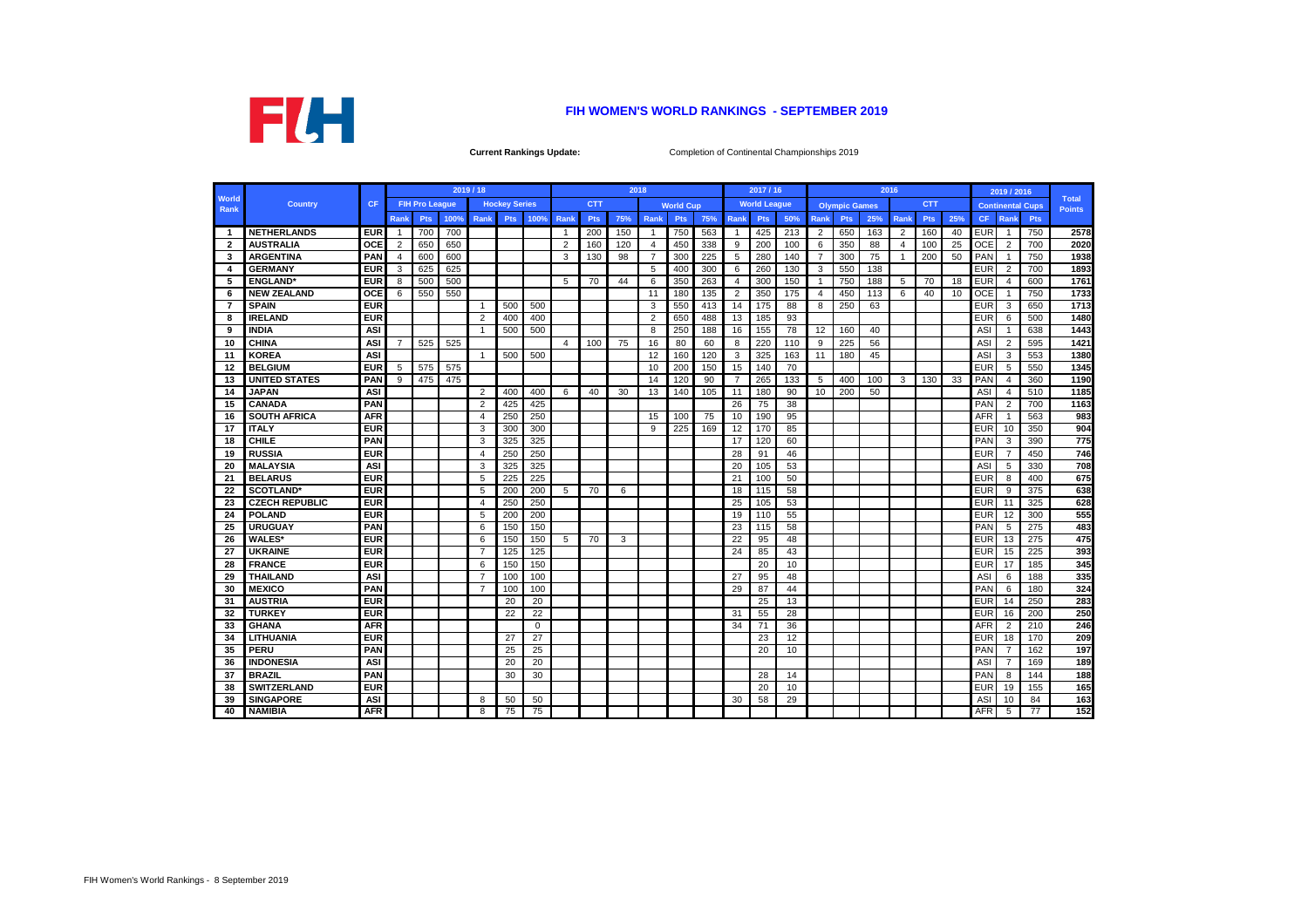# FIH WOMEN'S WORLD RANKINGS - SEPTEMBER 2019

**Current Rankings Update:** Completion of Continental Championships 2019

| World Rank | Country | CF | 2019 / 18 | | | | | | 2018 | | | | | | 2017 / 16 | | | 2016 | | | | | | 2019 / 2016 | | | Total Points |
|---|---|---|---|---|---|---|---|---|---|---|---|---|---|---|---|---|---|---|---|---|---|---|---|---|---|---|---|
| | | | FIH Pro League | | | Hockey Series | | | CTT | | | World Cup | | | World League | | | Olympic Games | | | CTT | | | Continental Cups | | | |
| | | | Rank | Pts | 100% | Rank | Pts | 100% | Rank | Pts | 75% | Rank | Pts | 75% | Rank | Pts | 50% | Rank | Pts | 25% | Rank | Pts | 25% | CF | Rank | Pts | |
| 1 | NETHERLANDS | EUR | 1 | 700 | 700 | | | | 1 | 200 | 150 | 1 | 750 | 563 | 1 | 425 | 213 | 2 | 650 | 163 | 2 | 160 | 40 | EUR | 1 | 750 | 2578 |
| 2 | AUSTRALIA | OCE | 2 | 650 | 650 | | | | 2 | 160 | 120 | 4 | 450 | 338 | 9 | 200 | 100 | 6 | 350 | 88 | 4 | 100 | 25 | OCE | 2 | 700 | 2020 |
| 3 | ARGENTINA | PAN | 4 | 600 | 600 | | | | 3 | 130 | 98 | 7 | 300 | 225 | 5 | 280 | 140 | 7 | 300 | 75 | 1 | 200 | 50 | PAN | 1 | 750 | 1938 |
| 4 | GERMANY | EUR | 3 | 625 | 625 | | | | | | | 5 | 400 | 300 | 6 | 260 | 130 | 3 | 550 | 138 | | | | EUR | 2 | 700 | 1893 |
| 5 | ENGLAND* | EUR | 8 | 500 | 500 | | | | 5 | 70 | 44 | 6 | 350 | 263 | 4 | 300 | 150 | 1 | 750 | 188 | 5 | 70 | 18 | EUR | 4 | 600 | 1761 |
| 6 | NEW ZEALAND | OCE | 6 | 550 | 550 | | | | | | | 11 | 180 | 135 | 2 | 350 | 175 | 4 | 450 | 113 | 6 | 40 | 10 | OCE | 1 | 750 | 1733 |
| 7 | SPAIN | EUR | | | | 1 | 500 | 500 | | | | 3 | 550 | 413 | 14 | 175 | 88 | 8 | 250 | 63 | | | | EUR | 3 | 650 | 1713 |
| 8 | IRELAND | EUR | | | | 2 | 400 | 400 | | | | 2 | 650 | 488 | 13 | 185 | 93 | | | | | | | EUR | 6 | 500 | 1480 |
| 9 | INDIA | ASI | | | | 1 | 500 | 500 | | | | 8 | 250 | 188 | 16 | 155 | 78 | 12 | 160 | 40 | | | | ASI | 1 | 638 | 1443 |
| 10 | CHINA | ASI | 7 | 525 | 525 | | | | 4 | 100 | 75 | 16 | 80 | 60 | 8 | 220 | 110 | 9 | 225 | 56 | | | | ASI | 2 | 595 | 1421 |
| 11 | KOREA | ASI | | | | 1 | 500 | 500 | | | | 12 | 160 | 120 | 3 | 325 | 163 | 11 | 180 | 45 | | | | ASI | 3 | 553 | 1380 |
| 12 | BELGIUM | EUR | 5 | 575 | 575 | | | | | | | 10 | 200 | 150 | 15 | 140 | 70 | | | | | | | EUR | 5 | 550 | 1345 |
| 13 | UNITED STATES | PAN | 9 | 475 | 475 | | | | | | | 14 | 120 | 90 | 7 | 265 | 133 | 5 | 400 | 100 | 3 | 130 | 33 | PAN | 4 | 360 | 1190 |
| 14 | JAPAN | ASI | | | | 2 | 400 | 400 | 6 | 40 | 30 | 13 | 140 | 105 | 11 | 180 | 90 | 10 | 200 | 50 | | | | ASI | 4 | 510 | 1185 |
| 15 | CANADA | PAN | | | | 2 | 425 | 425 | | | | | | | 26 | 75 | 38 | | | | | | | PAN | 2 | 700 | 1163 |
| 16 | SOUTH AFRICA | AFR | | | | 4 | 250 | 250 | | | | 15 | 100 | 75 | 10 | 190 | 95 | | | | | | | AFR | 1 | 563 | 983 |
| 17 | ITALY | EUR | | | | 3 | 300 | 300 | | | | 9 | 225 | 169 | 12 | 170 | 85 | | | | | | | EUR | 10 | 350 | 904 |
| 18 | CHILE | PAN | | | | 3 | 325 | 325 | | | | | | | 17 | 120 | 60 | | | | | | | PAN | 3 | 390 | 775 |
| 19 | RUSSIA | EUR | | | | 4 | 250 | 250 | | | | | | | 28 | 91 | 46 | | | | | | | EUR | 7 | 450 | 746 |
| 20 | MALAYSIA | ASI | | | | 3 | 325 | 325 | | | | | | | 20 | 105 | 53 | | | | | | | ASI | 5 | 330 | 708 |
| 21 | BELARUS | EUR | | | | 5 | 225 | 225 | | | | | | | 21 | 100 | 50 | | | | | | | EUR | 8 | 400 | 675 |
| 22 | SCOTLAND* | EUR | | | | 5 | 200 | 200 | 5 | 70 | 6 | | | | 18 | 115 | 58 | | | | | | | EUR | 9 | 375 | 638 |
| 23 | CZECH REPUBLIC | EUR | | | | 4 | 250 | 250 | | | | | | | 25 | 105 | 53 | | | | | | | EUR | 11 | 325 | 628 |
| 24 | POLAND | EUR | | | | 5 | 200 | 200 | | | | | | | 19 | 110 | 55 | | | | | | | EUR | 12 | 300 | 555 |
| 25 | URUGUAY | PAN | | | | 6 | 150 | 150 | | | | | | | 23 | 115 | 58 | | | | | | | PAN | 5 | 275 | 483 |
| 26 | WALES* | EUR | | | | 6 | 150 | 150 | 5 | 70 | 3 | | | | 22 | 95 | 48 | | | | | | | EUR | 13 | 275 | 475 |
| 27 | UKRAINE | EUR | | | | 7 | 125 | 125 | | | | | | | 24 | 85 | 43 | | | | | | | EUR | 15 | 225 | 393 |
| 28 | FRANCE | EUR | | | | 6 | 150 | 150 | | | | | | | | 20 | 10 | | | | | | | EUR | 17 | 185 | 345 |
| 29 | THAILAND | ASI | | | | 7 | 100 | 100 | | | | | | | 27 | 95 | 48 | | | | | | | ASI | 6 | 188 | 335 |
| 30 | MEXICO | PAN | | | | 7 | 100 | 100 | | | | | | | 29 | 87 | 44 | | | | | | | PAN | 6 | 180 | 324 |
| 31 | AUSTRIA | EUR | | | | | 20 | 20 | | | | | | | | 25 | 13 | | | | | | | EUR | 14 | 250 | 283 |
| 32 | TURKEY | EUR | | | | | 22 | 22 | | | | | | | 31 | 55 | 28 | | | | | | | EUR | 16 | 200 | 250 |
| 33 | GHANA | AFR | | | | | | 0 | | | | | | | 34 | 71 | 36 | | | | | | | AFR | 2 | 210 | 246 |
| 34 | LITHUANIA | EUR | | | | | 27 | 27 | | | | | | | | 23 | 12 | | | | | | | EUR | 18 | 170 | 209 |
| 35 | PERU | PAN | | | | | 25 | 25 | | | | | | | | 20 | 10 | | | | | | | PAN | 7 | 162 | 197 |
| 36 | INDONESIA | ASI | | | | | 20 | 20 | | | | | | | | | | | | | | | | ASI | 7 | 169 | 189 |
| 37 | BRAZIL | PAN | | | | | 30 | 30 | | | | | | | | 28 | 14 | | | | | | | PAN | 8 | 144 | 188 |
| 38 | SWITZERLAND | EUR | | | | | | | | | | | | | | 20 | 10 | | | | | | | EUR | 19 | 155 | 165 |
| 39 | SINGAPORE | ASI | | | | 8 | 50 | 50 | | | | | | | 30 | 58 | 29 | | | | | | | ASI | 10 | 84 | 163 |
| 40 | NAMIBIA | AFR | | | | 8 | 75 | 75 | | | | | | | | | | | | | | | | AFR | 5 | 77 | 152 |

FIH Women's World Rankings - 8 September 2019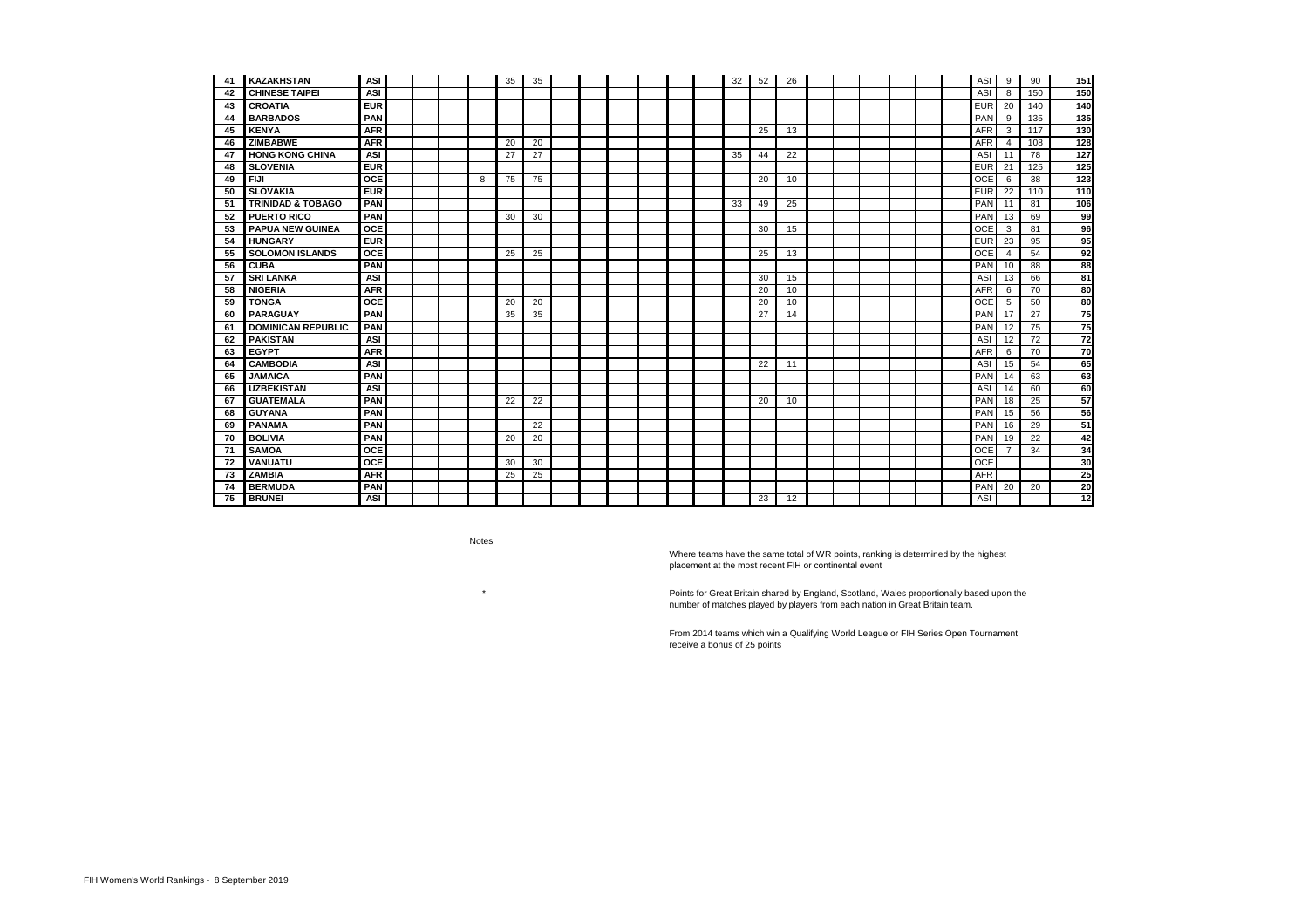| | | | | | | | | | | | | | | | | | | | | | | | | | |
|---|---|---|---|---|---|---|---|---|---|---|---|---|---|---|---|---|---|---|---|---|---|---|---|---|---|
| 41 | KAZAKHSTAN | ASI | | | | | 35 | 35 | | | | | | 32 | 52 | 26 | | | | | | ASI | 9 | 90 | 151 |
| 42 | CHINESE TAIPEI | ASI | | | | | | | | | | | | | | | | | | | | ASI | 8 | 150 | 150 |
| 43 | CROATIA | EUR | | | | | | | | | | | | | | | | | | | | EUR | 20 | 140 | 140 |
| 44 | BARBADOS | PAN | | | | | | | | | | | | | | | | | | | | PAN | 9 | 135 | 135 |
| 45 | KENYA | AFR | | | | | | | | | | | | | 25 | 13 | | | | | | AFR | 3 | 117 | 130 |
| 46 | ZIMBABWE | AFR | | | | | 20 | 20 | | | | | | | | | | | | | | AFR | 4 | 108 | 128 |
| 47 | HONG KONG CHINA | ASI | | | | | 27 | 27 | | | | | | 35 | 44 | 22 | | | | | | ASI | 11 | 78 | 127 |
| 48 | SLOVENIA | EUR | | | | | | | | | | | | | | | | | | | | EUR | 21 | 125 | 125 |
| 49 | FIJI | OCE | | | | 8 | 75 | 75 | | | | | | | 20 | 10 | | | | | | OCE | 6 | 38 | 123 |
| 50 | SLOVAKIA | EUR | | | | | | | | | | | | | | | | | | | | EUR | 22 | 110 | 110 |
| 51 | TRINIDAD & TOBAGO | PAN | | | | | | | | | | | | 33 | 49 | 25 | | | | | | PAN | 11 | 81 | 106 |
| 52 | PUERTO RICO | PAN | | | | | 30 | 30 | | | | | | | | | | | | | | PAN | 13 | 69 | 99 |
| 53 | PAPUA NEW GUINEA | OCE | | | | | | | | | | | | | 30 | 15 | | | | | | OCE | 3 | 81 | 96 |
| 54 | HUNGARY | EUR | | | | | | | | | | | | | | | | | | | | EUR | 23 | 95 | 95 |
| 55 | SOLOMON ISLANDS | OCE | | | | | 25 | 25 | | | | | | | 25 | 13 | | | | | | OCE | 4 | 54 | 92 |
| 56 | CUBA | PAN | | | | | | | | | | | | | | | | | | | | PAN | 10 | 88 | 88 |
| 57 | SRI LANKA | ASI | | | | | | | | | | | | | 30 | 15 | | | | | | ASI | 13 | 66 | 81 |
| 58 | NIGERIA | AFR | | | | | | | | | | | | | 20 | 10 | | | | | | AFR | 6 | 70 | 80 |
| 59 | TONGA | OCE | | | | | 20 | 20 | | | | | | | 20 | 10 | | | | | | OCE | 5 | 50 | 80 |
| 60 | PARAGUAY | PAN | | | | | 35 | 35 | | | | | | | 27 | 14 | | | | | | PAN | 17 | 27 | 75 |
| 61 | DOMINICAN REPUBLIC | PAN | | | | | | | | | | | | | | | | | | | | PAN | 12 | 75 | 75 |
| 62 | PAKISTAN | ASI | | | | | | | | | | | | | | | | | | | | ASI | 12 | 72 | 72 |
| 63 | EGYPT | AFR | | | | | | | | | | | | | | | | | | | | AFR | 6 | 70 | 70 |
| 64 | CAMBODIA | ASI | | | | | | | | | | | | | 22 | 11 | | | | | | ASI | 15 | 54 | 65 |
| 65 | JAMAICA | PAN | | | | | | | | | | | | | | | | | | | | PAN | 14 | 63 | 63 |
| 66 | UZBEKISTAN | ASI | | | | | | | | | | | | | | | | | | | | ASI | 14 | 60 | 60 |
| 67 | GUATEMALA | PAN | | | | | 22 | 22 | | | | | | | 20 | 10 | | | | | | PAN | 18 | 25 | 57 |
| 68 | GUYANA | PAN | | | | | | | | | | | | | | | | | | | | PAN | 15 | 56 | 56 |
| 69 | PANAMA | PAN | | | | | | 22 | | | | | | | | | | | | | | PAN | 16 | 29 | 51 |
| 70 | BOLIVIA | PAN | | | | | 20 | 20 | | | | | | | | | | | | | | PAN | 19 | 22 | 42 |
| 71 | SAMOA | OCE | | | | | | | | | | | | | | | | | | | | OCE | 7 | 34 | 34 |
| 72 | VANUATU | OCE | | | | | 30 | 30 | | | | | | | | | | | | | | OCE | | | 30 |
| 73 | ZAMBIA | AFR | | | | | 25 | 25 | | | | | | | | | | | | | | AFR | | | 25 |
| 74 | BERMUDA | PAN | | | | | | | | | | | | | | | | | | | | PAN | 20 | 20 | 20 |
| 75 | BRUNEI | ASI | | | | | | | | | | | | | 23 | 12 | | | | | | ASI | | | 12 |

Notes

Where teams have the same total of WR points, ranking is determined by the highest placement at the most recent FIH or continental event

\* Points for Great Britain shared by England, Scotland, Wales proportionally based upon the number of matches played by players from each nation in Great Britain team.

From 2014 teams which win a Qualifying World League or FIH Series Open Tournament receive a bonus of 25 points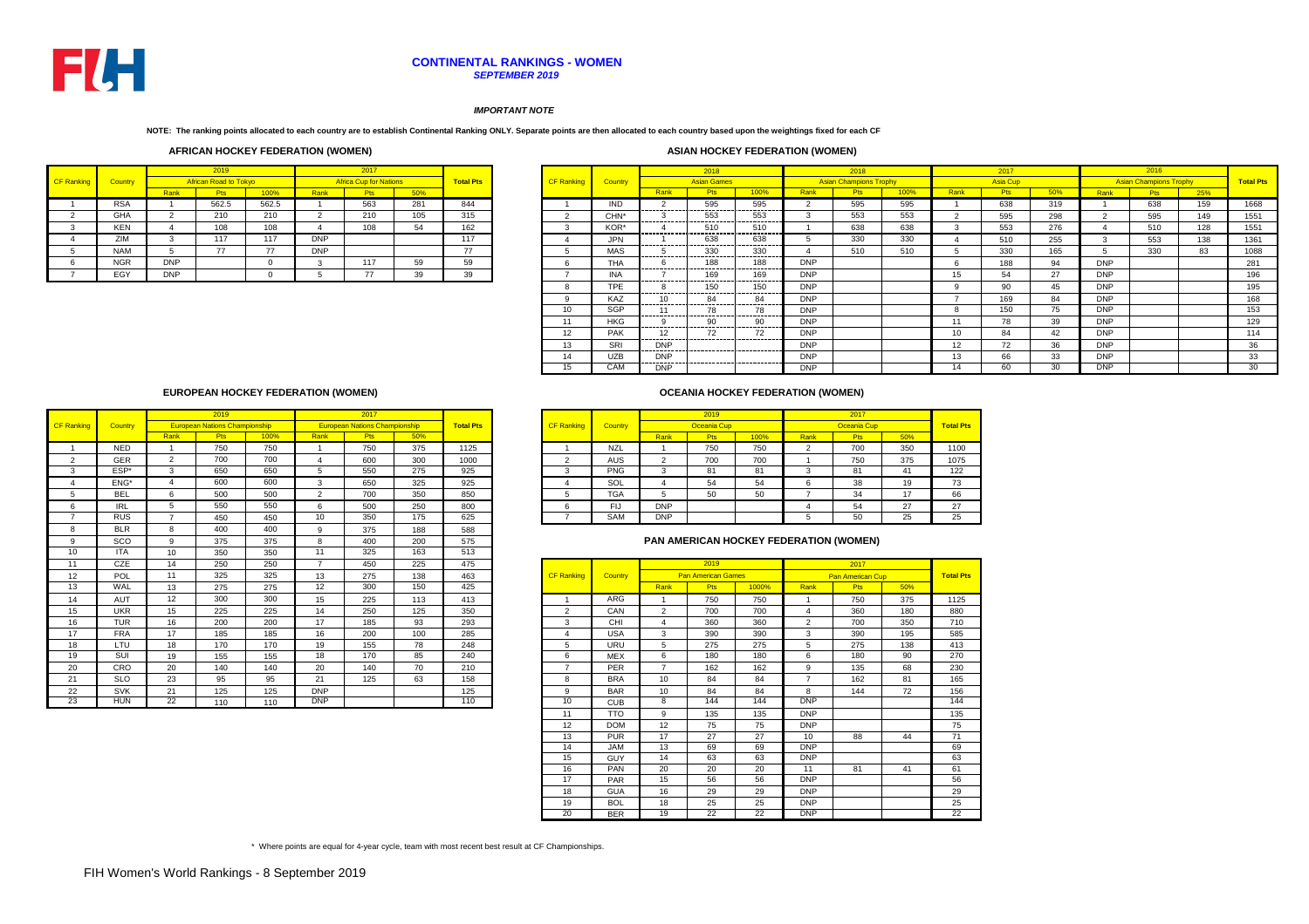# CONTINENTAL RANKINGS - WOMEN

***SEPTEMBER 2019***

***IMPORTANT NOTE***

**NOTE: The ranking points allocated to each country are to establish Continental Ranking ONLY. Separate points are then allocated to each country based upon the weightings fixed for each CF**

## AFRICAN HOCKEY FEDERATION (WOMEN)

| CF Ranking | Country | 2019 African Road to Tokyo | | | 2017 Africa Cup for Nations | | | Total Pts |
|---|---|---|---|---|---|---|---|---|
| | | Rank | Pts | 100% | Rank | Pts | 50% | |
| 1 | RSA | 1 | 562.5 | 562.5 | 1 | 563 | 281 | 844 |
| 2 | GHA | 2 | 210 | 210 | 2 | 210 | 105 | 315 |
| 3 | KEN | 4 | 108 | 108 | 4 | 108 | 54 | 162 |
| 4 | ZIM | 3 | 117 | 117 | DNP | | | 117 |
| 5 | NAM | 5 | 77 | 77 | DNP | | | 77 |
| 6 | NGR | DNP | | 0 | 3 | 117 | 59 | 59 |
| 7 | EGY | DNP | | 0 | 5 | 77 | 39 | 39 |

## ASIAN HOCKEY FEDERATION (WOMEN)

| CF Ranking | Country | 2018 Asian Games | | | 2018 Asian Champions Trophy | | | 2017 Asia Cup | | | 2016 Asian Champions Trophy | | | Total Pts |
|---|---|---|---|---|---|---|---|---|---|---|---|---|---|---|
| | | Rank | Pts | 100% | Rank | Pts | 100% | Rank | Pts | 50% | Rank | Pts | 25% | |
| 1 | IND | 2 | 595 | 595 | 2 | 595 | 595 | 1 | 638 | 319 | 1 | 638 | 159 | 1668 |
| 2 | CHN* | 3 | 553 | 553 | 3 | 553 | 553 | 2 | 595 | 298 | 2 | 595 | 149 | 1551 |
| 3 | KOR* | 4 | 510 | 510 | 1 | 638 | 638 | 3 | 553 | 276 | 4 | 510 | 128 | 1551 |
| 4 | JPN | 1 | 638 | 638 | 5 | 330 | 330 | 4 | 510 | 255 | 3 | 553 | 138 | 1361 |
| 5 | MAS | 5 | 330 | 330 | 4 | 510 | 510 | 5 | 330 | 165 | 5 | 330 | 83 | 1088 |
| 6 | THA | 6 | 188 | 188 | DNP | | | 6 | 188 | 94 | DNP | | | 281 |
| 7 | INA | 7 | 169 | 169 | DNP | | | 15 | 54 | 27 | DNP | | | 196 |
| 8 | TPE | 8 | 150 | 150 | DNP | | | 9 | 90 | 45 | DNP | | | 195 |
| 9 | KAZ | 10 | 84 | 84 | DNP | | | 7 | 169 | 84 | DNP | | | 168 |
| 10 | SGP | 11 | 78 | 78 | DNP | | | 8 | 150 | 75 | DNP | | | 153 |
| 11 | HKG | 9 | 90 | 90 | DNP | | | 11 | 78 | 39 | DNP | | | 129 |
| 12 | PAK | 12 | 72 | 72 | DNP | | | 10 | 84 | 42 | DNP | | | 114 |
| 13 | SRI | DNP | | | DNP | | | 12 | 72 | 36 | DNP | | | 36 |
| 14 | UZB | DNP | | | DNP | | | 13 | 66 | 33 | DNP | | | 33 |
| 15 | CAM | DNP | | | DNP | | | 14 | 60 | 30 | DNP | | | 30 |

## EUROPEAN HOCKEY FEDERATION (WOMEN)

| CF Ranking | Country | 2019 European Nations Championship | | | 2017 European Nations Championship | | | Total Pts |
|---|---|---|---|---|---|---|---|---|
| | | Rank | Pts | 100% | Rank | Pts | 50% | |
| 1 | NED | 1 | 750 | 750 | 1 | 750 | 375 | 1125 |
| 2 | GER | 2 | 700 | 700 | 4 | 600 | 300 | 1000 |
| 3 | ESP* | 3 | 650 | 650 | 5 | 550 | 275 | 925 |
| 4 | ENG* | 4 | 600 | 600 | 3 | 650 | 325 | 925 |
| 5 | BEL | 6 | 500 | 500 | 2 | 700 | 350 | 850 |
| 6 | IRL | 5 | 550 | 550 | 6 | 500 | 250 | 800 |
| 7 | RUS | 7 | 450 | 450 | 10 | 350 | 175 | 625 |
| 8 | BLR | 8 | 400 | 400 | 9 | 375 | 188 | 588 |
| 9 | SCO | 9 | 375 | 375 | 8 | 400 | 200 | 575 |
| 10 | ITA | 10 | 350 | 350 | 11 | 325 | 163 | 513 |
| 11 | CZE | 14 | 250 | 250 | 7 | 450 | 225 | 475 |
| 12 | POL | 11 | 325 | 325 | 13 | 275 | 138 | 463 |
| 13 | WAL | 13 | 275 | 275 | 12 | 300 | 150 | 425 |
| 14 | AUT | 12 | 300 | 300 | 15 | 225 | 113 | 413 |
| 15 | UKR | 15 | 225 | 225 | 14 | 250 | 125 | 350 |
| 16 | TUR | 16 | 200 | 200 | 17 | 185 | 93 | 293 |
| 17 | FRA | 17 | 185 | 185 | 16 | 200 | 100 | 285 |
| 18 | LTU | 18 | 170 | 170 | 19 | 155 | 78 | 248 |
| 19 | SUI | 19 | 155 | 155 | 18 | 170 | 85 | 240 |
| 20 | CRO | 20 | 140 | 140 | 20 | 140 | 70 | 210 |
| 21 | SLO | 23 | 95 | 95 | 21 | 125 | 63 | 158 |
| 22 | SVK | 21 | 125 | 125 | DNP | | | 125 |
| 23 | HUN | 22 | 110 | 110 | DNP | | | 110 |

## OCEANIA HOCKEY FEDERATION (WOMEN)

| CF Ranking | Country | 2019 Oceania Cup | | | 2017 Oceania Cup | | | Total Pts |
|---|---|---|---|---|---|---|---|---|
| | | Rank | Pts | 100% | Rank | Pts | 50% | |
| 1 | NZL | 1 | 750 | 750 | 2 | 700 | 350 | 1100 |
| 2 | AUS | 2 | 700 | 700 | 1 | 750 | 375 | 1075 |
| 3 | PNG | 3 | 81 | 81 | 3 | 81 | 41 | 122 |
| 4 | SOL | 4 | 54 | 54 | 6 | 38 | 19 | 73 |
| 5 | TGA | 5 | 50 | 50 | 7 | 34 | 17 | 66 |
| 6 | FIJ | DNP | | | 4 | 54 | 27 | 27 |
| 7 | SAM | DNP | | | 5 | 50 | 25 | 25 |

## PAN AMERICAN HOCKEY FEDERATION (WOMEN)

| CF Ranking | Country | 2019 Pan American Games | | | 2017 Pan American Cup | | | Total Pts |
|---|---|---|---|---|---|---|---|---|
| | | Rank | Pts | 1000% | Rank | Pts | 50% | |
| 1 | ARG | 1 | 750 | 750 | 1 | 750 | 375 | 1125 |
| 2 | CAN | 2 | 700 | 700 | 4 | 360 | 180 | 880 |
| 3 | CHI | 4 | 360 | 360 | 2 | 700 | 350 | 710 |
| 4 | USA | 3 | 390 | 390 | 3 | 390 | 195 | 585 |
| 5 | URU | 5 | 275 | 275 | 5 | 275 | 138 | 413 |
| 6 | MEX | 6 | 180 | 180 | 6 | 180 | 90 | 270 |
| 7 | PER | 7 | 162 | 162 | 9 | 135 | 68 | 230 |
| 8 | BRA | 10 | 84 | 84 | 7 | 162 | 81 | 165 |
| 9 | BAR | 10 | 84 | 84 | 8 | 144 | 72 | 156 |
| 10 | CUB | 8 | 144 | 144 | DNP | | | 144 |
| 11 | TTO | 9 | 135 | 135 | DNP | | | 135 |
| 12 | DOM | 12 | 75 | 75 | DNP | | | 75 |
| 13 | PUR | 17 | 27 | 27 | 10 | 88 | 44 | 71 |
| 14 | JAM | 13 | 69 | 69 | DNP | | | 69 |
| 15 | GUY | 14 | 63 | 63 | DNP | | | 63 |
| 16 | PAN | 20 | 20 | 20 | 11 | 81 | 41 | 61 |
| 17 | PAR | 15 | 56 | 56 | DNP | | | 56 |
| 18 | GUA | 16 | 29 | 29 | DNP | | | 29 |
| 19 | BOL | 18 | 25 | 25 | DNP | | | 25 |
| 20 | BER | 19 | 22 | 22 | DNP | | | 22 |

\* Where points are equal for 4-year cycle, team with most recent best result at CF Championships.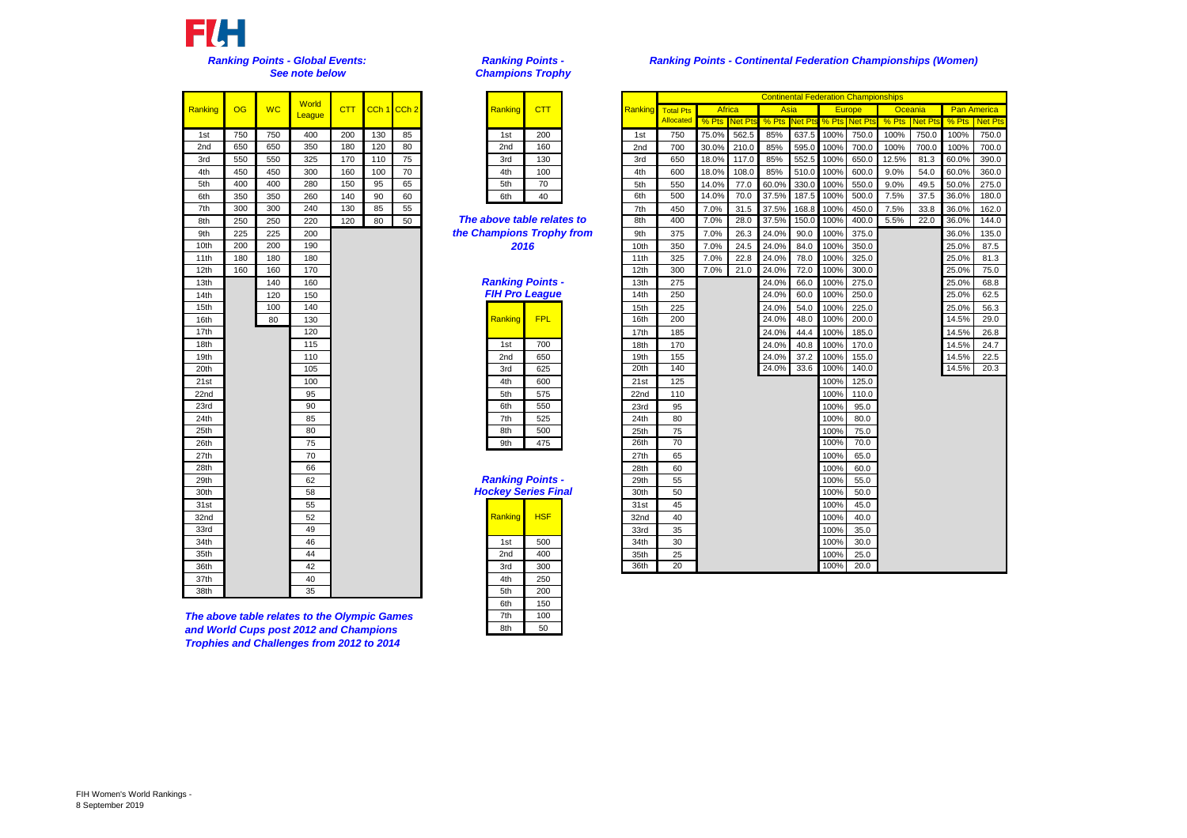FIH

## *Ranking Points - Global Events: See note below*

| Ranking | OG | WC | World League | CTT | CCh 1 | CCh 2 |
|---|---|---|---|---|---|---|
| 1st | 750 | 750 | 400 | 200 | 130 | 85 |
| 2nd | 650 | 650 | 350 | 180 | 120 | 80 |
| 3rd | 550 | 550 | 325 | 170 | 110 | 75 |
| 4th | 450 | 450 | 300 | 160 | 100 | 70 |
| 5th | 400 | 400 | 280 | 150 | 95 | 65 |
| 6th | 350 | 350 | 260 | 140 | 90 | 60 |
| 7th | 300 | 300 | 240 | 130 | 85 | 55 |
| 8th | 250 | 250 | 220 | 120 | 80 | 50 |
| 9th | 225 | 225 | 200 | | | |
| 10th | 200 | 200 | 190 | | | |
| 11th | 180 | 180 | 180 | | | |
| 12th | 160 | 160 | 170 | | | |
| 13th | | 140 | 160 | | | |
| 14th | | 120 | 150 | | | |
| 15th | | 100 | 140 | | | |
| 16th | | 80 | 130 | | | |
| 17th | | | 120 | | | |
| 18th | | | 115 | | | |
| 19th | | | 110 | | | |
| 20th | | | 105 | | | |
| 21st | | | 100 | | | |
| 22nd | | | 95 | | | |
| 23rd | | | 90 | | | |
| 24th | | | 85 | | | |
| 25th | | | 80 | | | |
| 26th | | | 75 | | | |
| 27th | | | 70 | | | |
| 28th | | | 66 | | | |
| 29th | | | 62 | | | |
| 30th | | | 58 | | | |
| 31st | | | 55 | | | |
| 32nd | | | 52 | | | |
| 33rd | | | 49 | | | |
| 34th | | | 46 | | | |
| 35th | | | 44 | | | |
| 36th | | | 42 | | | |
| 37th | | | 40 | | | |
| 38th | | | 35 | | | |

***The above table relates to the Olympic Games and World Cups post 2012 and Champions Trophies and Challenges from 2012 to 2014***

## *Ranking Points - Champions Trophy*

| Ranking | CTT |
|---|---|
| 1st | 200 |
| 2nd | 160 |
| 3rd | 130 |
| 4th | 100 |
| 5th | 70 |
| 6th | 40 |

***The above table relates to the Champions Trophy from 2016***

## *Ranking Points - FIH Pro League*

| Ranking | FPL |
|---|---|
| 1st | 700 |
| 2nd | 650 |
| 3rd | 625 |
| 4th | 600 |
| 5th | 575 |
| 6th | 550 |
| 7th | 525 |
| 8th | 500 |
| 9th | 475 |

## *Ranking Points - Hockey Series Final*

| Ranking | HSF |
|---|---|
| 1st | 500 |
| 2nd | 400 |
| 3rd | 300 |
| 4th | 250 |
| 5th | 200 |
| 6th | 150 |
| 7th | 100 |
| 8th | 50 |

## *Ranking Points - Continental Federation Championships (Women)*

| Ranking | Continental Federation Championships | | | | | | | | | | | | |
|---|---|---|---|---|---|---|---|---|---|---|---|---|---|
| | Total Pts Allocated | Africa | | Asia | | Europe | | Oceania | | Pan America | | | |
| | | % Pts | Net Pts | % Pts | Net Pts | % Pts | Net Pts | % Pts | Net Pts | % Pts | Net Pts | | |
| 1st | 750 | 75.0% | 562.5 | 85% | 637.5 | 100% | 750.0 | 100% | 750.0 | 100% | 750.0 | | |
| 2nd | 700 | 30.0% | 210.0 | 85% | 595.0 | 100% | 700.0 | 100% | 700.0 | 100% | 700.0 | | |
| 3rd | 650 | 18.0% | 117.0 | 85% | 552.5 | 100% | 650.0 | 12.5% | 81.3 | 60.0% | 390.0 | | |
| 4th | 600 | 18.0% | 108.0 | 85% | 510.0 | 100% | 600.0 | 9.0% | 54.0 | 60.0% | 360.0 | | |
| 5th | 550 | 14.0% | 77.0 | 60.0% | 330.0 | 100% | 550.0 | 9.0% | 49.5 | 50.0% | 275.0 | | |
| 6th | 500 | 14.0% | 70.0 | 37.5% | 187.5 | 100% | 500.0 | 7.5% | 37.5 | 36.0% | 180.0 | | |
| 7th | 450 | 7.0% | 31.5 | 37.5% | 168.8 | 100% | 450.0 | 7.5% | 33.8 | 36.0% | 162.0 | | |
| 8th | 400 | 7.0% | 28.0 | 37.5% | 150.0 | 100% | 400.0 | 5.5% | 22.0 | 36.0% | 144.0 | | |
| 9th | 375 | 7.0% | 26.3 | 24.0% | 90.0 | 100% | 375.0 | | | 36.0% | 135.0 | | |
| 10th | 350 | 7.0% | 24.5 | 24.0% | 84.0 | 100% | 350.0 | | | 25.0% | 87.5 | | |
| 11th | 325 | 7.0% | 22.8 | 24.0% | 78.0 | 100% | 325.0 | | | 25.0% | 81.3 | | |
| 12th | 300 | 7.0% | 21.0 | 24.0% | 72.0 | 100% | 300.0 | | | 25.0% | 75.0 | | |
| 13th | 275 | | | 24.0% | 66.0 | 100% | 275.0 | | | 25.0% | 68.8 | | |
| 14th | 250 | | | 24.0% | 60.0 | 100% | 250.0 | | | 25.0% | 62.5 | | |
| 15th | 225 | | | 24.0% | 54.0 | 100% | 225.0 | | | 25.0% | 56.3 | | |
| 16th | 200 | | | 24.0% | 48.0 | 100% | 200.0 | | | 14.5% | 29.0 | | |
| 17th | 185 | | | 24.0% | 44.4 | 100% | 185.0 | | | 14.5% | 26.8 | | |
| 18th | 170 | | | 24.0% | 40.8 | 100% | 170.0 | | | 14.5% | 24.7 | | |
| 19th | 155 | | | 24.0% | 37.2 | 100% | 155.0 | | | 14.5% | 22.5 | | |
| 20th | 140 | | | 24.0% | 33.6 | 100% | 140.0 | | | 14.5% | 20.3 | | |
| 21st | 125 | | | | | 100% | 125.0 | | | | | | |
| 22nd | 110 | | | | | 100% | 110.0 | | | | | | |
| 23rd | 95 | | | | | 100% | 95.0 | | | | | | |
| 24th | 80 | | | | | 100% | 80.0 | | | | | | |
| 25th | 75 | | | | | 100% | 75.0 | | | | | | |
| 26th | 70 | | | | | 100% | 70.0 | | | | | | |
| 27th | 65 | | | | | 100% | 65.0 | | | | | | |
| 28th | 60 | | | | | 100% | 60.0 | | | | | | |
| 29th | 55 | | | | | 100% | 55.0 | | | | | | |
| 30th | 50 | | | | | 100% | 50.0 | | | | | | |
| 31st | 45 | | | | | 100% | 45.0 | | | | | | |
| 32nd | 40 | | | | | 100% | 40.0 | | | | | | |
| 33rd | 35 | | | | | 100% | 35.0 | | | | | | |
| 34th | 30 | | | | | 100% | 30.0 | | | | | | |
| 35th | 25 | | | | | 100% | 25.0 | | | | | | |
| 36th | 20 | | | | | 100% | 20.0 | | | | | | |